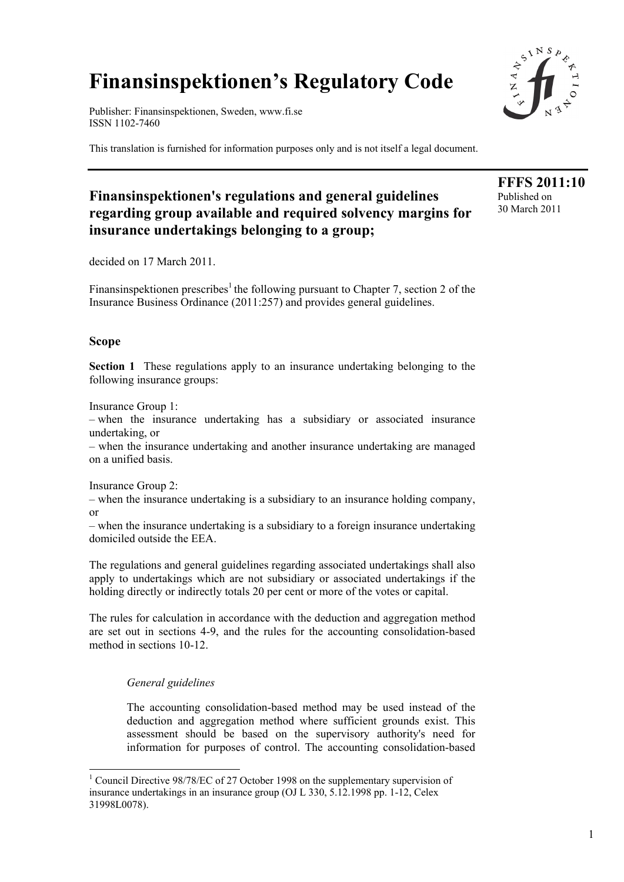# Finansinspektionen's Regulatory Code

Publisher: Finansinspektionen, Sweden, www.fi.se
ISSN 1102-7460

This translation is furnished for information purposes only and is not itself a legal document.

**FFFS 2011:10**
Published on
30 March 2011

## Finansinspektionen's regulations and general guidelines regarding group available and required solvency margins for insurance undertakings belonging to a group;

decided on 17 March 2011.

Finansinspektionen prescribes[1] the following pursuant to Chapter 7, section 2 of the Insurance Business Ordinance (2011:257) and provides general guidelines.

### Scope

**Section 1** These regulations apply to an insurance undertaking belonging to the following insurance groups:

Insurance Group 1:
– when the insurance undertaking has a subsidiary or associated insurance undertaking, or
– when the insurance undertaking and another insurance undertaking are managed on a unified basis.

Insurance Group 2:
– when the insurance undertaking is a subsidiary to an insurance holding company, or
– when the insurance undertaking is a subsidiary to a foreign insurance undertaking domiciled outside the EEA.

The regulations and general guidelines regarding associated undertakings shall also apply to undertakings which are not subsidiary or associated undertakings if the holding directly or indirectly totals 20 per cent or more of the votes or capital.

The rules for calculation in accordance with the deduction and aggregation method are set out in sections 4-9, and the rules for the accounting consolidation-based method in sections 10-12.

> *General guidelines*
>
> The accounting consolidation-based method may be used instead of the deduction and aggregation method where sufficient grounds exist. This assessment should be based on the supervisory authority's need for information for purposes of control. The accounting consolidation-based

[1] Council Directive 98/78/EC of 27 October 1998 on the supplementary supervision of insurance undertakings in an insurance group (OJ L 330, 5.12.1998 pp. 1-12, Celex 31998L0078).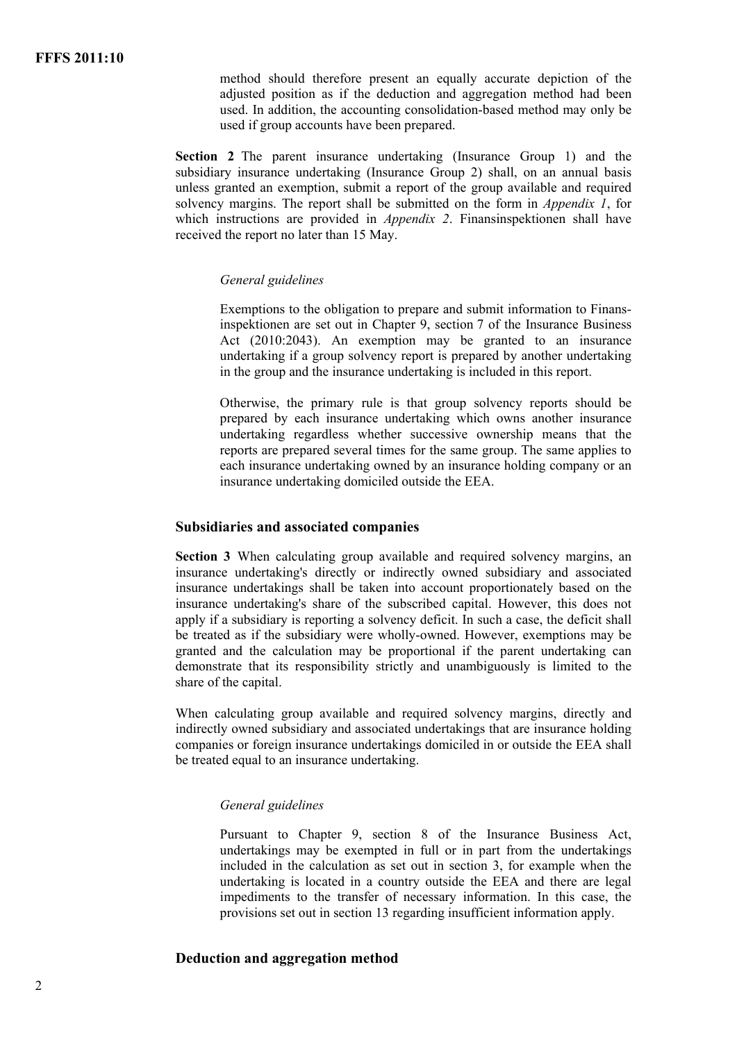method should therefore present an equally accurate depiction of the adjusted position as if the deduction and aggregation method had been used. In addition, the accounting consolidation-based method may only be used if group accounts have been prepared.

**Section 2** The parent insurance undertaking (Insurance Group 1) and the subsidiary insurance undertaking (Insurance Group 2) shall, on an annual basis unless granted an exemption, submit a report of the group available and required solvency margins. The report shall be submitted on the form in *Appendix 1*, for which instructions are provided in *Appendix 2*. Finansinspektionen shall have received the report no later than 15 May.

*General guidelines*

Exemptions to the obligation to prepare and submit information to Finansinspektionen are set out in Chapter 9, section 7 of the Insurance Business Act (2010:2043). An exemption may be granted to an insurance undertaking if a group solvency report is prepared by another undertaking in the group and the insurance undertaking is included in this report.

Otherwise, the primary rule is that group solvency reports should be prepared by each insurance undertaking which owns another insurance undertaking regardless whether successive ownership means that the reports are prepared several times for the same group. The same applies to each insurance undertaking owned by an insurance holding company or an insurance undertaking domiciled outside the EEA.

## Subsidiaries and associated companies

**Section 3** When calculating group available and required solvency margins, an insurance undertaking's directly or indirectly owned subsidiary and associated insurance undertakings shall be taken into account proportionately based on the insurance undertaking's share of the subscribed capital. However, this does not apply if a subsidiary is reporting a solvency deficit. In such a case, the deficit shall be treated as if the subsidiary were wholly-owned. However, exemptions may be granted and the calculation may be proportional if the parent undertaking can demonstrate that its responsibility strictly and unambiguously is limited to the share of the capital.

When calculating group available and required solvency margins, directly and indirectly owned subsidiary and associated undertakings that are insurance holding companies or foreign insurance undertakings domiciled in or outside the EEA shall be treated equal to an insurance undertaking.

*General guidelines*

Pursuant to Chapter 9, section 8 of the Insurance Business Act, undertakings may be exempted in full or in part from the undertakings included in the calculation as set out in section 3, for example when the undertaking is located in a country outside the EEA and there are legal impediments to the transfer of necessary information. In this case, the provisions set out in section 13 regarding insufficient information apply.

## Deduction and aggregation method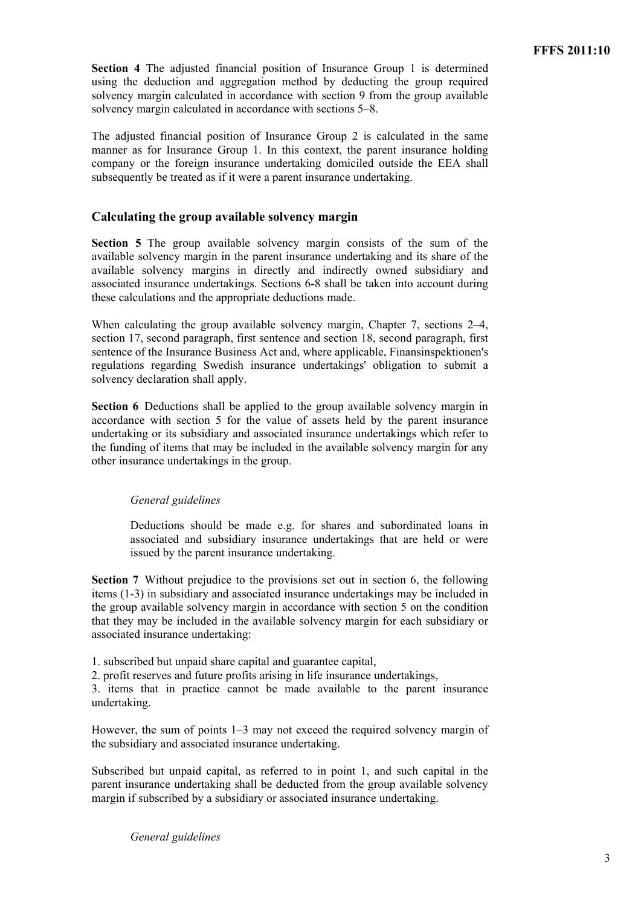**Section 4** The adjusted financial position of Insurance Group 1 is determined using the deduction and aggregation method by deducting the group required solvency margin calculated in accordance with section 9 from the group available solvency margin calculated in accordance with sections 5–8.

The adjusted financial position of Insurance Group 2 is calculated in the same manner as for Insurance Group 1. In this context, the parent insurance holding company or the foreign insurance undertaking domiciled outside the EEA shall subsequently be treated as if it were a parent insurance undertaking.

## Calculating the group available solvency margin

**Section 5** The group available solvency margin consists of the sum of the available solvency margin in the parent insurance undertaking and its share of the available solvency margins in directly and indirectly owned subsidiary and associated insurance undertakings. Sections 6-8 shall be taken into account during these calculations and the appropriate deductions made.

When calculating the group available solvency margin, Chapter 7, sections 2–4, section 17, second paragraph, first sentence and section 18, second paragraph, first sentence of the Insurance Business Act and, where applicable, Finansinspektionen's regulations regarding Swedish insurance undertakings' obligation to submit a solvency declaration shall apply.

**Section 6** Deductions shall be applied to the group available solvency margin in accordance with section 5 for the value of assets held by the parent insurance undertaking or its subsidiary and associated insurance undertakings which refer to the funding of items that may be included in the available solvency margin for any other insurance undertakings in the group.

*General guidelines*

Deductions should be made e.g. for shares and subordinated loans in associated and subsidiary insurance undertakings that are held or were issued by the parent insurance undertaking.

**Section 7** Without prejudice to the provisions set out in section 6, the following items (1-3) in subsidiary and associated insurance undertakings may be included in the group available solvency margin in accordance with section 5 on the condition that they may be included in the available solvency margin for each subsidiary or associated insurance undertaking:

1. subscribed but unpaid share capital and guarantee capital,
2. profit reserves and future profits arising in life insurance undertakings,
3. items that in practice cannot be made available to the parent insurance undertaking.

However, the sum of points 1–3 may not exceed the required solvency margin of the subsidiary and associated insurance undertaking.

Subscribed but unpaid capital, as referred to in point 1, and such capital in the parent insurance undertaking shall be deducted from the group available solvency margin if subscribed by a subsidiary or associated insurance undertaking.

*General guidelines*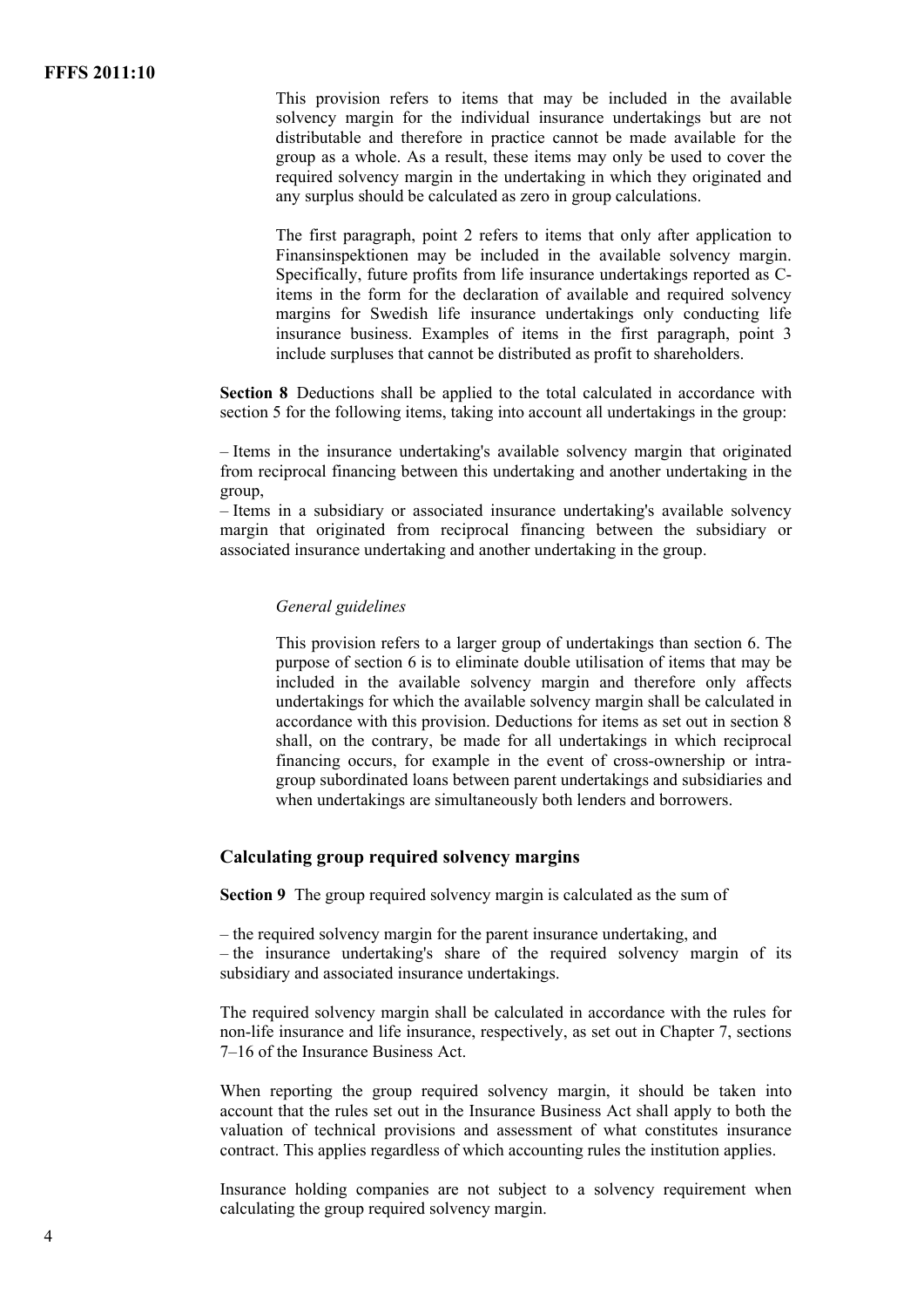This provision refers to items that may be included in the available solvency margin for the individual insurance undertakings but are not distributable and therefore in practice cannot be made available for the group as a whole. As a result, these items may only be used to cover the required solvency margin in the undertaking in which they originated and any surplus should be calculated as zero in group calculations.

The first paragraph, point 2 refers to items that only after application to Finansinspektionen may be included in the available solvency margin. Specifically, future profits from life insurance undertakings reported as C-items in the form for the declaration of available and required solvency margins for Swedish life insurance undertakings only conducting life insurance business. Examples of items in the first paragraph, point 3 include surpluses that cannot be distributed as profit to shareholders.

**Section 8** Deductions shall be applied to the total calculated in accordance with section 5 for the following items, taking into account all undertakings in the group:

– Items in the insurance undertaking's available solvency margin that originated from reciprocal financing between this undertaking and another undertaking in the group,
– Items in a subsidiary or associated insurance undertaking's available solvency margin that originated from reciprocal financing between the subsidiary or associated insurance undertaking and another undertaking in the group.

*General guidelines*

This provision refers to a larger group of undertakings than section 6. The purpose of section 6 is to eliminate double utilisation of items that may be included in the available solvency margin and therefore only affects undertakings for which the available solvency margin shall be calculated in accordance with this provision. Deductions for items as set out in section 8 shall, on the contrary, be made for all undertakings in which reciprocal financing occurs, for example in the event of cross-ownership or intra-group subordinated loans between parent undertakings and subsidiaries and when undertakings are simultaneously both lenders and borrowers.

## Calculating group required solvency margins

**Section 9** The group required solvency margin is calculated as the sum of

– the required solvency margin for the parent insurance undertaking, and
– the insurance undertaking's share of the required solvency margin of its subsidiary and associated insurance undertakings.

The required solvency margin shall be calculated in accordance with the rules for non-life insurance and life insurance, respectively, as set out in Chapter 7, sections 7–16 of the Insurance Business Act.

When reporting the group required solvency margin, it should be taken into account that the rules set out in the Insurance Business Act shall apply to both the valuation of technical provisions and assessment of what constitutes insurance contract. This applies regardless of which accounting rules the institution applies.

Insurance holding companies are not subject to a solvency requirement when calculating the group required solvency margin.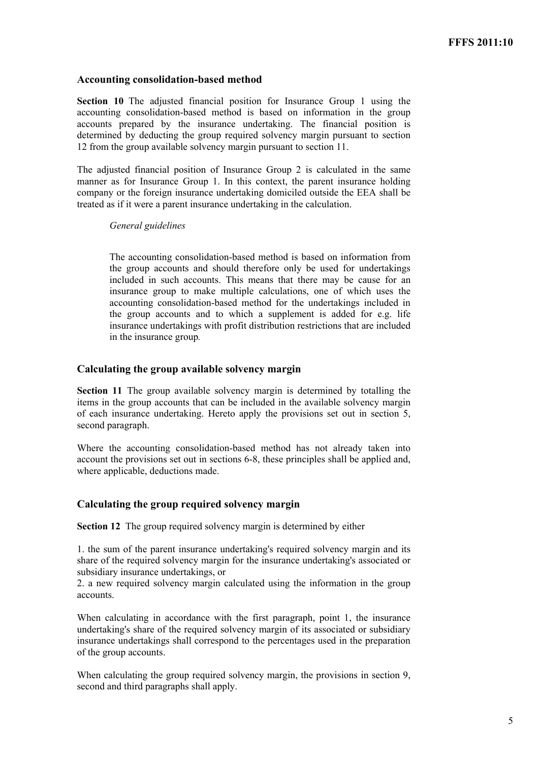## Accounting consolidation-based method

**Section 10** The adjusted financial position for Insurance Group 1 using the accounting consolidation-based method is based on information in the group accounts prepared by the insurance undertaking. The financial position is determined by deducting the group required solvency margin pursuant to section 12 from the group available solvency margin pursuant to section 11.

The adjusted financial position of Insurance Group 2 is calculated in the same manner as for Insurance Group 1. In this context, the parent insurance holding company or the foreign insurance undertaking domiciled outside the EEA shall be treated as if it were a parent insurance undertaking in the calculation.

> *General guidelines*
>
> The accounting consolidation-based method is based on information from the group accounts and should therefore only be used for undertakings included in such accounts. This means that there may be cause for an insurance group to make multiple calculations, one of which uses the accounting consolidation-based method for the undertakings included in the group accounts and to which a supplement is added for e.g. life insurance undertakings with profit distribution restrictions that are included in the insurance group.

## Calculating the group available solvency margin

**Section 11** The group available solvency margin is determined by totalling the items in the group accounts that can be included in the available solvency margin of each insurance undertaking. Hereto apply the provisions set out in section 5, second paragraph.

Where the accounting consolidation-based method has not already taken into account the provisions set out in sections 6-8, these principles shall be applied and, where applicable, deductions made.

## Calculating the group required solvency margin

**Section 12** The group required solvency margin is determined by either

1. the sum of the parent insurance undertaking's required solvency margin and its share of the required solvency margin for the insurance undertaking's associated or subsidiary insurance undertakings, or
2. a new required solvency margin calculated using the information in the group accounts.

When calculating in accordance with the first paragraph, point 1, the insurance undertaking's share of the required solvency margin of its associated or subsidiary insurance undertakings shall correspond to the percentages used in the preparation of the group accounts.

When calculating the group required solvency margin, the provisions in section 9, second and third paragraphs shall apply.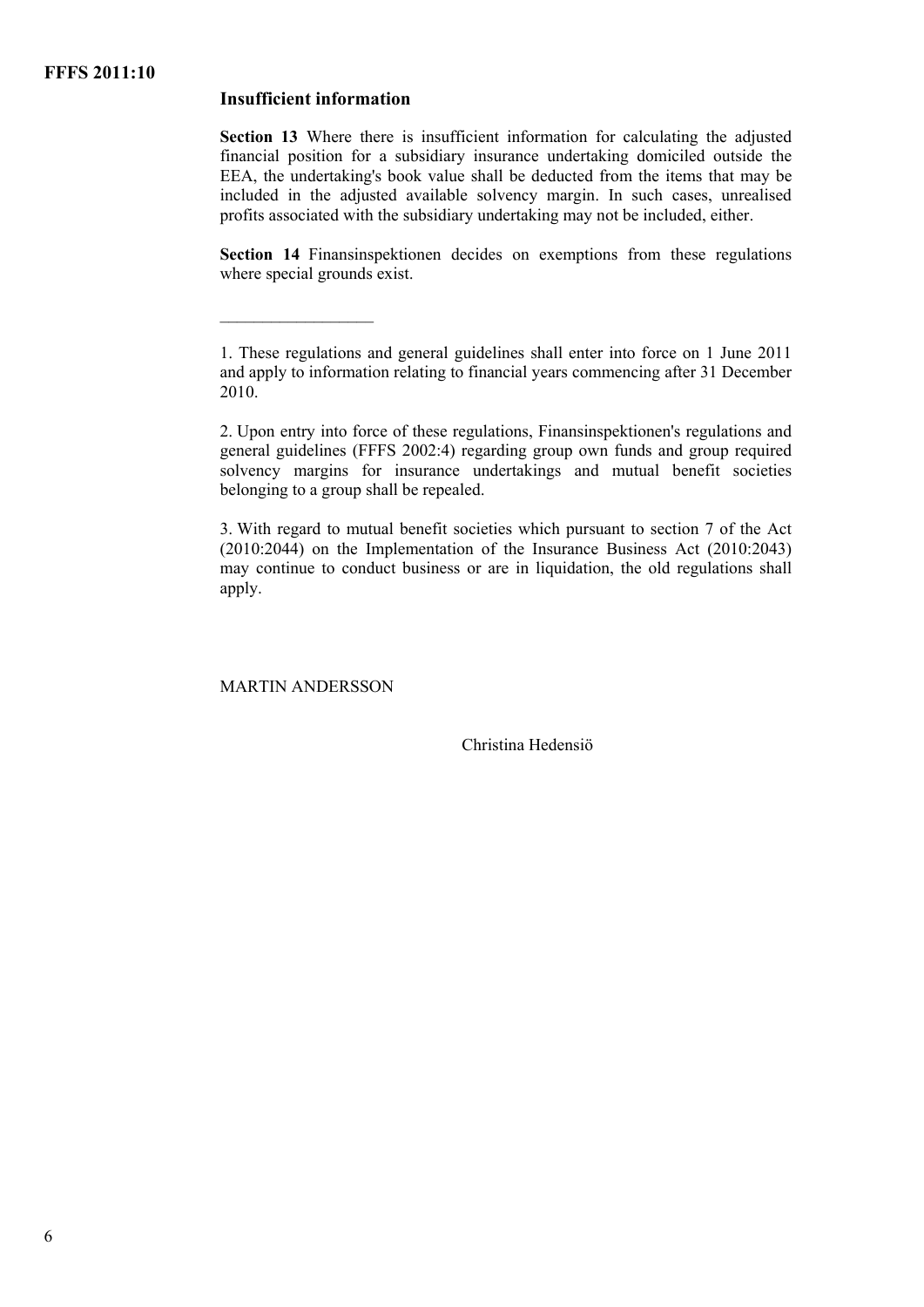## Insufficient information

**Section 13** Where there is insufficient information for calculating the adjusted financial position for a subsidiary insurance undertaking domiciled outside the EEA, the undertaking's book value shall be deducted from the items that may be included in the adjusted available solvency margin. In such cases, unrealised profits associated with the subsidiary undertaking may not be included, either.

**Section 14** Finansinspektionen decides on exemptions from these regulations where special grounds exist.

__________________

1. These regulations and general guidelines shall enter into force on 1 June 2011 and apply to information relating to financial years commencing after 31 December 2010.

2. Upon entry into force of these regulations, Finansinspektionen's regulations and general guidelines (FFFS 2002:4) regarding group own funds and group required solvency margins for insurance undertakings and mutual benefit societies belonging to a group shall be repealed.

3. With regard to mutual benefit societies which pursuant to section 7 of the Act (2010:2044) on the Implementation of the Insurance Business Act (2010:2043) may continue to conduct business or are in liquidation, the old regulations shall apply.

MARTIN ANDERSSON

Christina Hedensiö